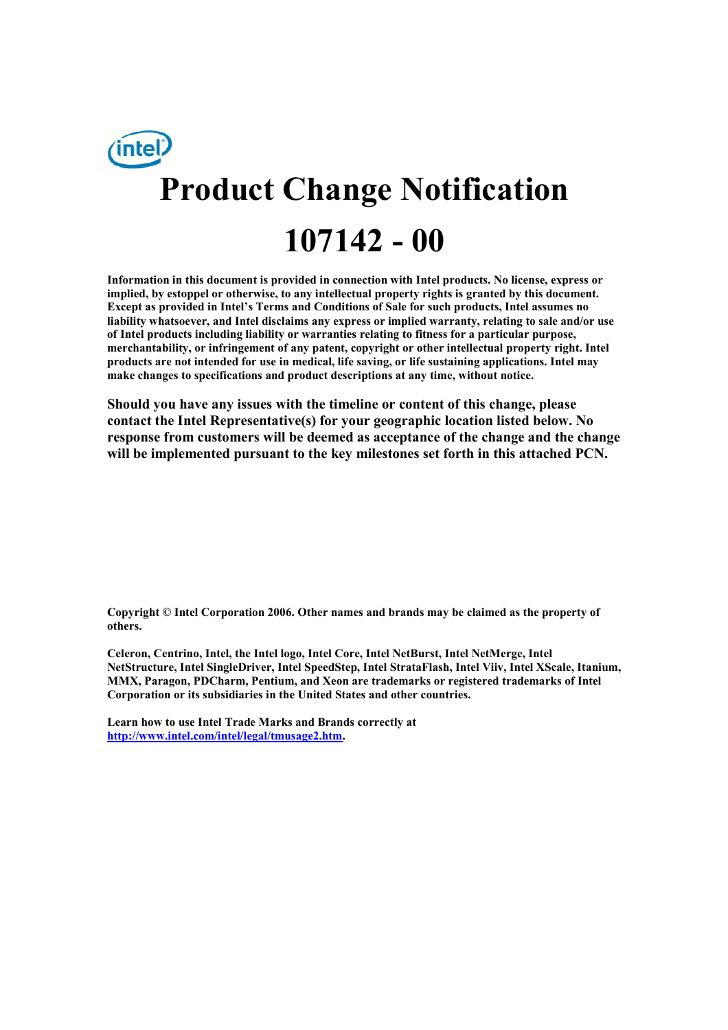# Product Change Notification

# 107142 - 00

**Information in this document is provided in connection with Intel products. No license, express or implied, by estoppel or otherwise, to any intellectual property rights is granted by this document. Except as provided in Intel's Terms and Conditions of Sale for such products, Intel assumes no liability whatsoever, and Intel disclaims any express or implied warranty, relating to sale and/or use of Intel products including liability or warranties relating to fitness for a particular purpose, merchantability, or infringement of any patent, copyright or other intellectual property right. Intel products are not intended for use in medical, life saving, or life sustaining applications. Intel may make changes to specifications and product descriptions at any time, without notice.**

**Should you have any issues with the timeline or content of this change, please contact the Intel Representative(s) for your geographic location listed below. No response from customers will be deemed as acceptance of the change and the change will be implemented pursuant to the key milestones set forth in this attached PCN.**

**Copyright © Intel Corporation 2006. Other names and brands may be claimed as the property of others.**

**Celeron, Centrino, Intel, the Intel logo, Intel Core, Intel NetBurst, Intel NetMerge, Intel NetStructure, Intel SingleDriver, Intel SpeedStep, Intel StrataFlash, Intel Viiv, Intel XScale, Itanium, MMX, Paragon, PDCharm, Pentium, and Xeon are trademarks or registered trademarks of Intel Corporation or its subsidiaries in the United States and other countries.**

**Learn how to use Intel Trade Marks and Brands correctly at [http://www.intel.com/intel/legal/tmusage2.htm](http://www.intel.com/intel/legal/tmusage2.htm).**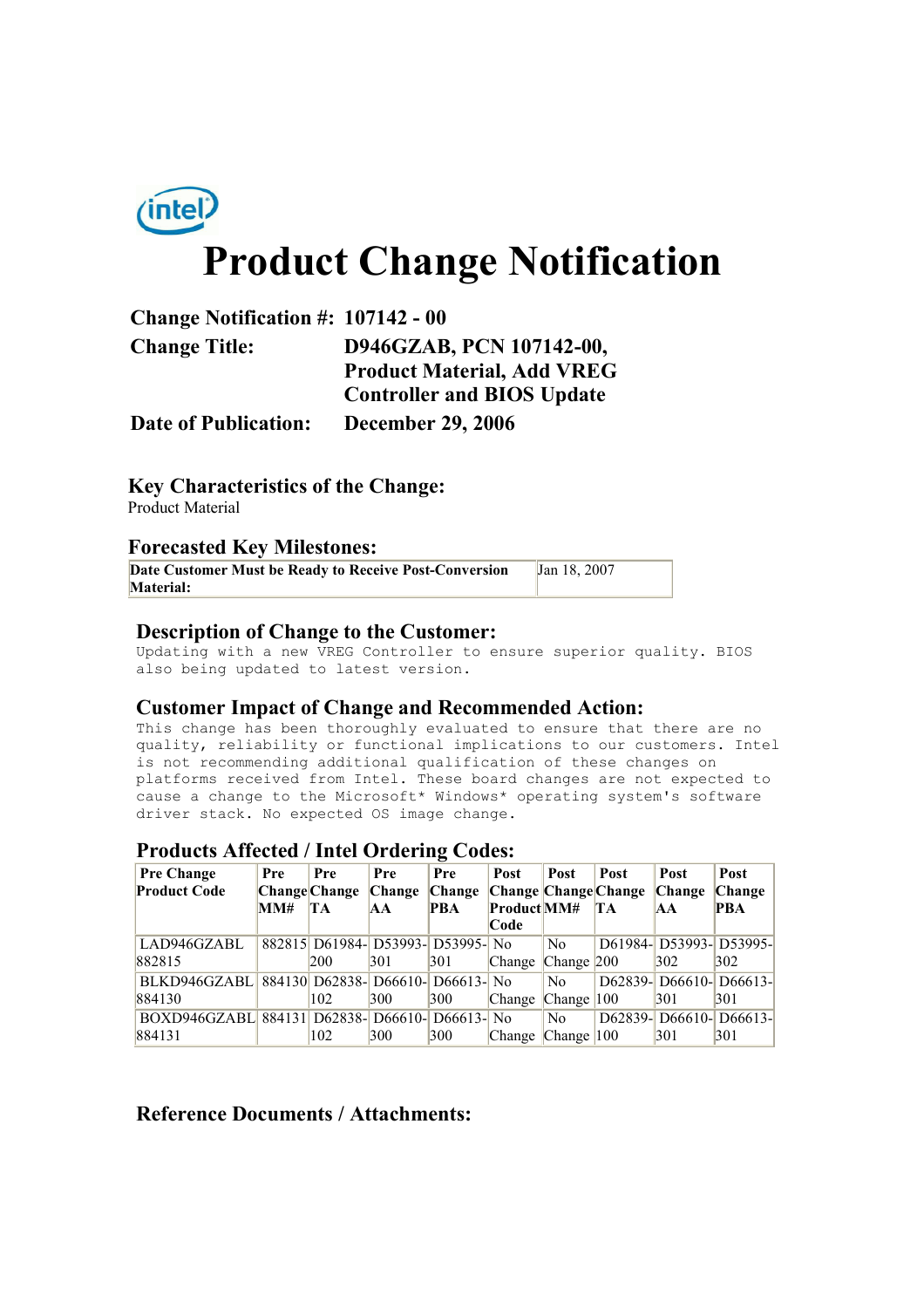# Product Change Notification

**Change Notification #:** 107142 - 00

**Change Title:** D946GZAB, PCN 107142-00, Product Material, Add VREG Controller and BIOS Update

**Date of Publication:** December 29, 2006

## Key Characteristics of the Change:

Product Material

## Forecasted Key Milestones:

| Date Customer Must be Ready to Receive Post-Conversion Material: | Jan 18, 2007 |
|---|---|

## Description of Change to the Customer:

Updating with a new VREG Controller to ensure superior quality. BIOS also being updated to latest version.

## Customer Impact of Change and Recommended Action:

This change has been thoroughly evaluated to ensure that there are no quality, reliability or functional implications to our customers. Intel is not recommending additional qualification of these changes on platforms received from Intel. These board changes are not expected to cause a change to the Microsoft* Windows* operating system's software driver stack. No expected OS image change.

## Products Affected / Intel Ordering Codes:

| Pre Change Product Code | Pre Change MM# | Pre Change TA | Pre Change AA | Pre Change PBA | Post Change Product Code | Post Change MM# | Post Change TA | Post Change AA | Post Change PBA |
|---|---|---|---|---|---|---|---|---|---|
| LAD946GZABL 882815 | 882815 | D61984-200 | D53993-301 | D53995-301 | No Change | No Change | D61984-200 | D53993-302 | D53995-302 |
| BLKD946GZABL 884130 | 884130 | D62838-102 | D66610-300 | D66613-300 | No Change | No Change | D62839-100 | D66610-301 | D66613-301 |
| BOXD946GZABL 884131 | 884131 | D62838-102 | D66610-300 | D66613-300 | No Change | No Change | D62839-100 | D66610-301 | D66613-301 |

## Reference Documents / Attachments: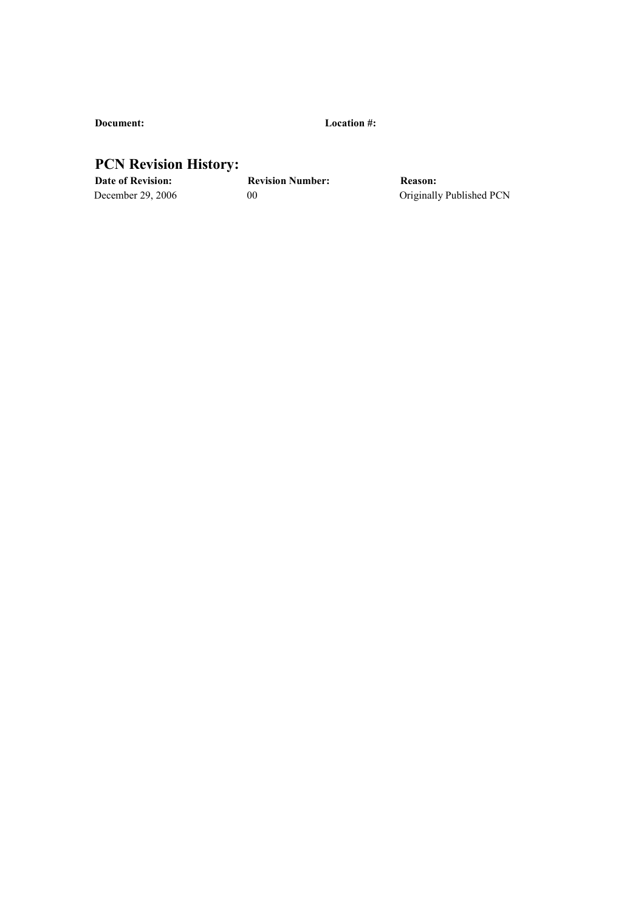**Document:** **Location #:**

## PCN Revision History:

| Date of Revision: | Revision Number: | Reason: |
|---|---|---|
| December 29, 2006 | 00 | Originally Published PCN |